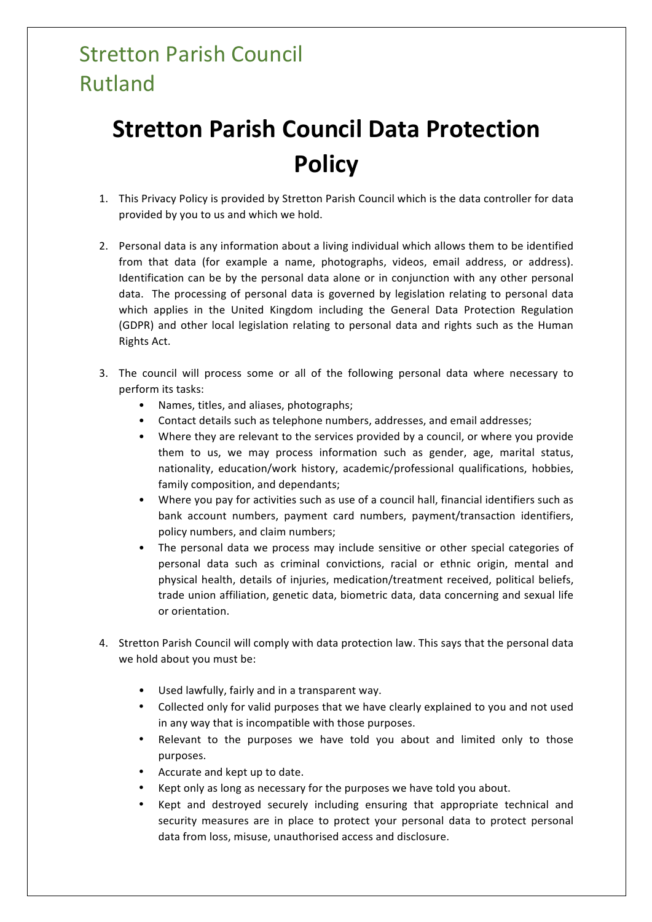Stretton Parish Council
Rutland

# Stretton Parish Council Data Protection Policy

1. This Privacy Policy is provided by Stretton Parish Council which is the data controller for data provided by you to us and which we hold.

2. Personal data is any information about a living individual which allows them to be identified from that data (for example a name, photographs, videos, email address, or address). Identification can be by the personal data alone or in conjunction with any other personal data. The processing of personal data is governed by legislation relating to personal data which applies in the United Kingdom including the General Data Protection Regulation (GDPR) and other local legislation relating to personal data and rights such as the Human Rights Act.

3. The council will process some or all of the following personal data where necessary to perform its tasks:
   - Names, titles, and aliases, photographs;
   - Contact details such as telephone numbers, addresses, and email addresses;
   - Where they are relevant to the services provided by a council, or where you provide them to us, we may process information such as gender, age, marital status, nationality, education/work history, academic/professional qualifications, hobbies, family composition, and dependants;
   - Where you pay for activities such as use of a council hall, financial identifiers such as bank account numbers, payment card numbers, payment/transaction identifiers, policy numbers, and claim numbers;
   - The personal data we process may include sensitive or other special categories of personal data such as criminal convictions, racial or ethnic origin, mental and physical health, details of injuries, medication/treatment received, political beliefs, trade union affiliation, genetic data, biometric data, data concerning and sexual life or orientation.

4. Stretton Parish Council will comply with data protection law. This says that the personal data we hold about you must be:

   - Used lawfully, fairly and in a transparent way.
   - Collected only for valid purposes that we have clearly explained to you and not used in any way that is incompatible with those purposes.
   - Relevant to the purposes we have told you about and limited only to those purposes.
   - Accurate and kept up to date.
   - Kept only as long as necessary for the purposes we have told you about.
   - Kept and destroyed securely including ensuring that appropriate technical and security measures are in place to protect your personal data to protect personal data from loss, misuse, unauthorised access and disclosure.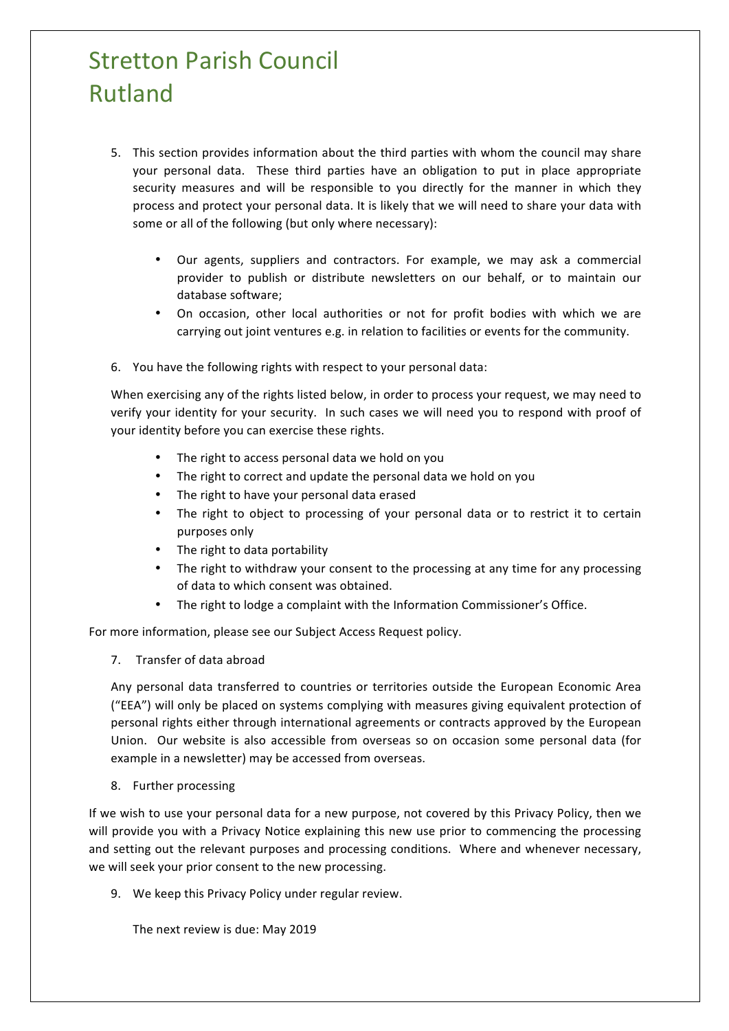# Stretton Parish Council
# Rutland

5. This section provides information about the third parties with whom the council may share your personal data. These third parties have an obligation to put in place appropriate security measures and will be responsible to you directly for the manner in which they process and protect your personal data. It is likely that we will need to share your data with some or all of the following (but only where necessary):

    - Our agents, suppliers and contractors. For example, we may ask a commercial provider to publish or distribute newsletters on our behalf, or to maintain our database software;
    - On occasion, other local authorities or not for profit bodies with which we are carrying out joint ventures e.g. in relation to facilities or events for the community.

6. You have the following rights with respect to your personal data:

   When exercising any of the rights listed below, in order to process your request, we may need to verify your identity for your security. In such cases we will need you to respond with proof of your identity before you can exercise these rights.

    - The right to access personal data we hold on you
    - The right to correct and update the personal data we hold on you
    - The right to have your personal data erased
    - The right to object to processing of your personal data or to restrict it to certain purposes only
    - The right to data portability
    - The right to withdraw your consent to the processing at any time for any processing of data to which consent was obtained.
    - The right to lodge a complaint with the Information Commissioner's Office.

For more information, please see our Subject Access Request policy.

7. Transfer of data abroad

   Any personal data transferred to countries or territories outside the European Economic Area ("EEA") will only be placed on systems complying with measures giving equivalent protection of personal rights either through international agreements or contracts approved by the European Union. Our website is also accessible from overseas so on occasion some personal data (for example in a newsletter) may be accessed from overseas.

8. Further processing

If we wish to use your personal data for a new purpose, not covered by this Privacy Policy, then we will provide you with a Privacy Notice explaining this new use prior to commencing the processing and setting out the relevant purposes and processing conditions. Where and whenever necessary, we will seek your prior consent to the new processing.

9. We keep this Privacy Policy under regular review.

   The next review is due: May 2019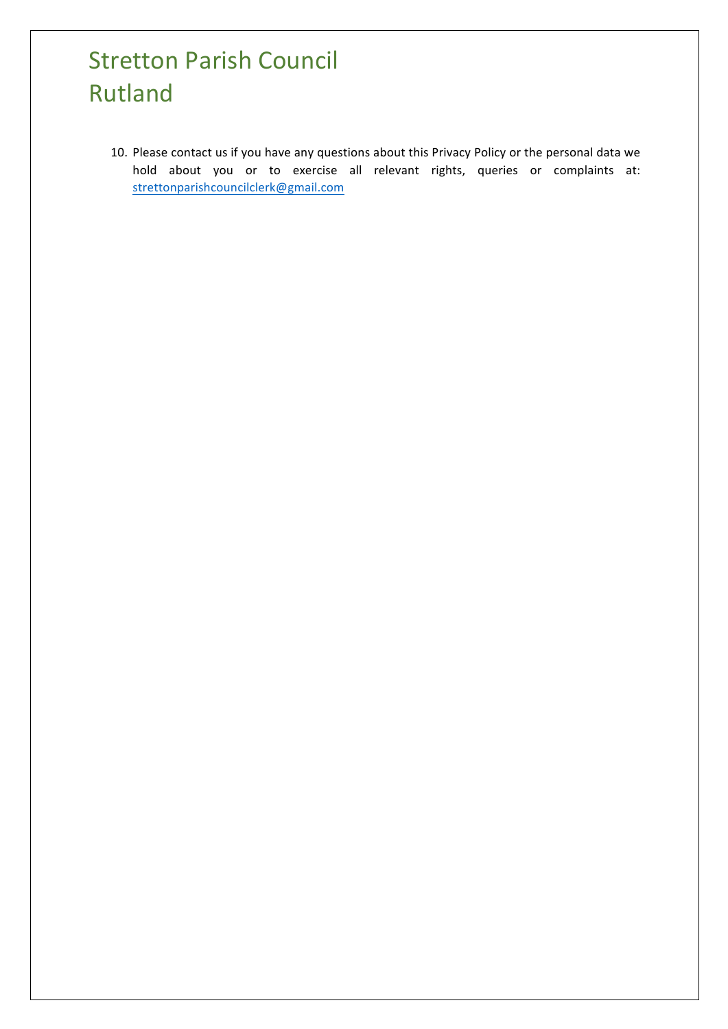10. Please contact us if you have any questions about this Privacy Policy or the personal data we hold about you or to exercise all relevant rights, queries or complaints at: strettonparishcouncilclerk@gmail.com